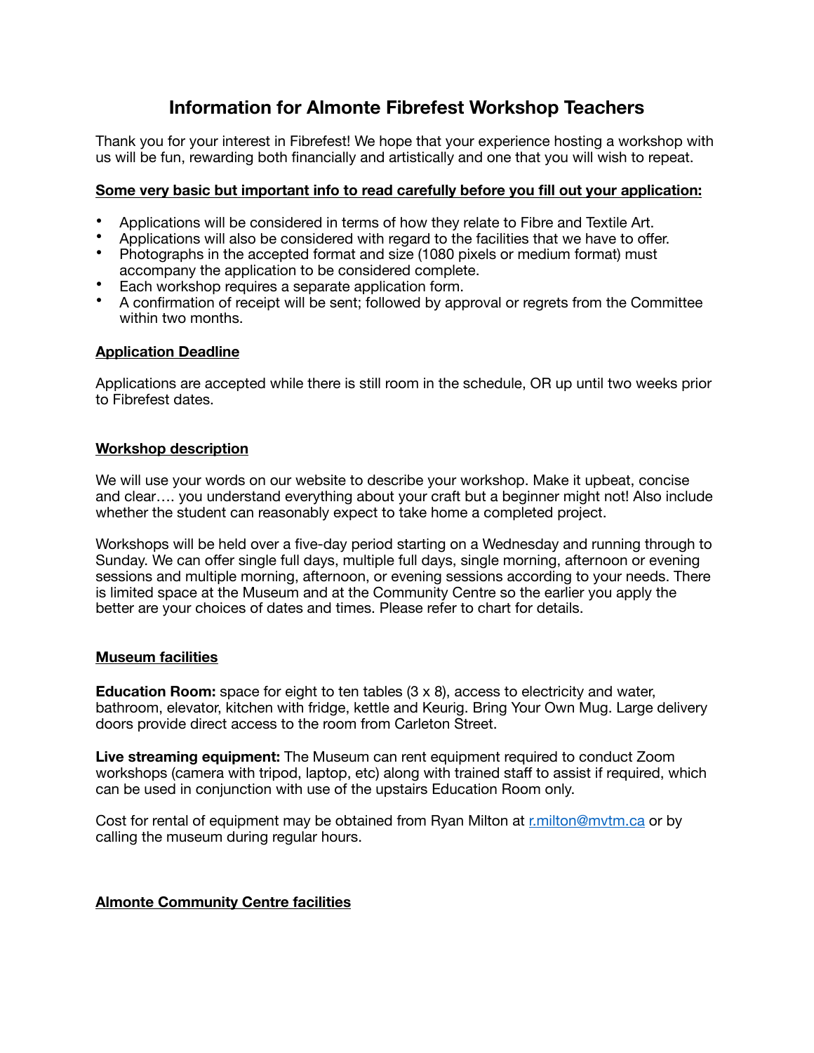# Information for Almonte Fibrefest Workshop Teachers

Thank you for your interest in Fibrefest! We hope that your experience hosting a workshop with us will be fun, rewarding both financially and artistically and one that you will wish to repeat.

**Some very basic but important info to read carefully before you fill out your application:**

- Applications will be considered in terms of how they relate to Fibre and Textile Art.
- Applications will also be considered with regard to the facilities that we have to offer.
- Photographs in the accepted format and size (1080 pixels or medium format) must accompany the application to be considered complete.
- Each workshop requires a separate application form.
- A confirmation of receipt will be sent; followed by approval or regrets from the Committee within two months.

**Application Deadline**

Applications are accepted while there is still room in the schedule, OR up until two weeks prior to Fibrefest dates.

**Workshop description**

We will use your words on our website to describe your workshop. Make it upbeat, concise and clear…. you understand everything about your craft but a beginner might not! Also include whether the student can reasonably expect to take home a completed project.

Workshops will be held over a five-day period starting on a Wednesday and running through to Sunday. We can offer single full days, multiple full days, single morning, afternoon or evening sessions and multiple morning, afternoon, or evening sessions according to your needs. There is limited space at the Museum and at the Community Centre so the earlier you apply the better are your choices of dates and times. Please refer to chart for details.

**Museum facilities**

**Education Room:** space for eight to ten tables (3 x 8), access to electricity and water, bathroom, elevator, kitchen with fridge, kettle and Keurig. Bring Your Own Mug. Large delivery doors provide direct access to the room from Carleton Street.

**Live streaming equipment:** The Museum can rent equipment required to conduct Zoom workshops (camera with tripod, laptop, etc) along with trained staff to assist if required, which can be used in conjunction with use of the upstairs Education Room only.

Cost for rental of equipment may be obtained from Ryan Milton at r.milton@mvtm.ca or by calling the museum during regular hours.

**Almonte Community Centre facilities**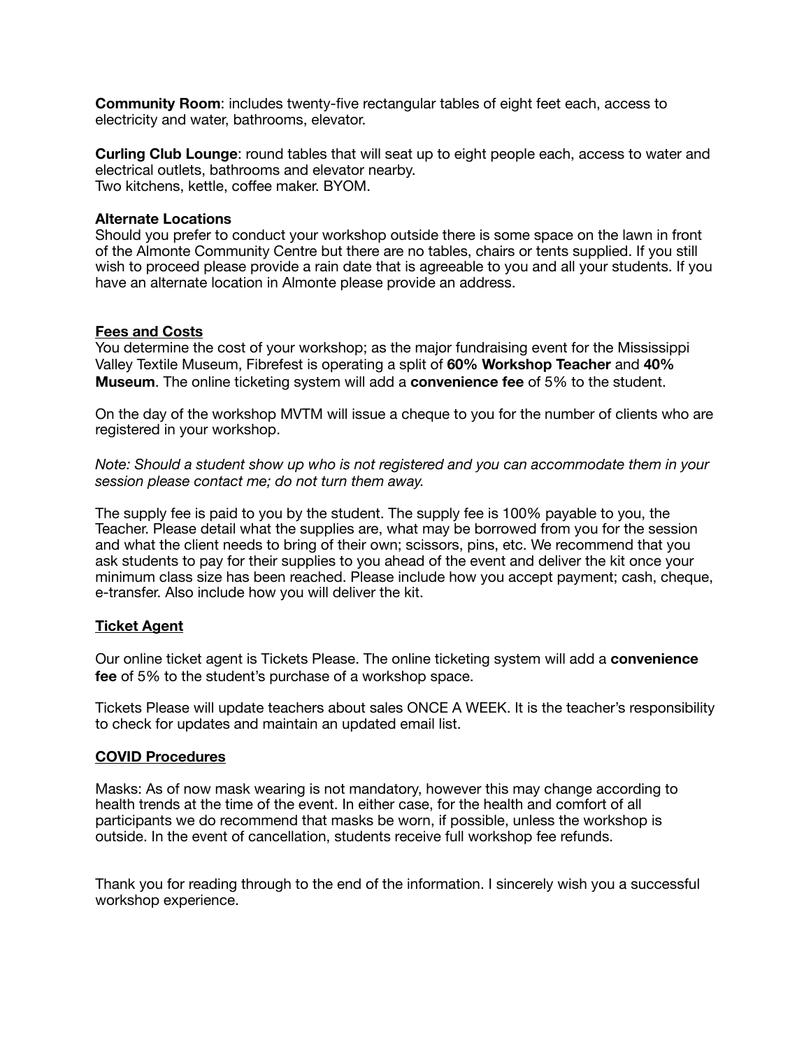**Community Room**: includes twenty-five rectangular tables of eight feet each, access to electricity and water, bathrooms, elevator.

**Curling Club Lounge**: round tables that will seat up to eight people each, access to water and electrical outlets, bathrooms and elevator nearby.
Two kitchens, kettle, coffee maker. BYOM.

**Alternate Locations**
Should you prefer to conduct your workshop outside there is some space on the lawn in front of the Almonte Community Centre but there are no tables, chairs or tents supplied. If you still wish to proceed please provide a rain date that is agreeable to you and all your students. If you have an alternate location in Almonte please provide an address.

## Fees and Costs

You determine the cost of your workshop; as the major fundraising event for the Mississippi Valley Textile Museum, Fibrefest is operating a split of **60% Workshop Teacher** and **40% Museum**. The online ticketing system will add a **convenience fee** of 5% to the student.

On the day of the workshop MVTM will issue a cheque to you for the number of clients who are registered in your workshop.

*Note: Should a student show up who is not registered and you can accommodate them in your session please contact me; do not turn them away.*

The supply fee is paid to you by the student. The supply fee is 100% payable to you, the Teacher. Please detail what the supplies are, what may be borrowed from you for the session and what the client needs to bring of their own; scissors, pins, etc. We recommend that you ask students to pay for their supplies to you ahead of the event and deliver the kit once your minimum class size has been reached. Please include how you accept payment; cash, cheque, e-transfer. Also include how you will deliver the kit.

## Ticket Agent

Our online ticket agent is Tickets Please. The online ticketing system will add a **convenience fee** of 5% to the student's purchase of a workshop space.

Tickets Please will update teachers about sales ONCE A WEEK. It is the teacher's responsibility to check for updates and maintain an updated email list.

## COVID Procedures

Masks: As of now mask wearing is not mandatory, however this may change according to health trends at the time of the event. In either case, for the health and comfort of all participants we do recommend that masks be worn, if possible, unless the workshop is outside. In the event of cancellation, students receive full workshop fee refunds.

Thank you for reading through to the end of the information. I sincerely wish you a successful workshop experience.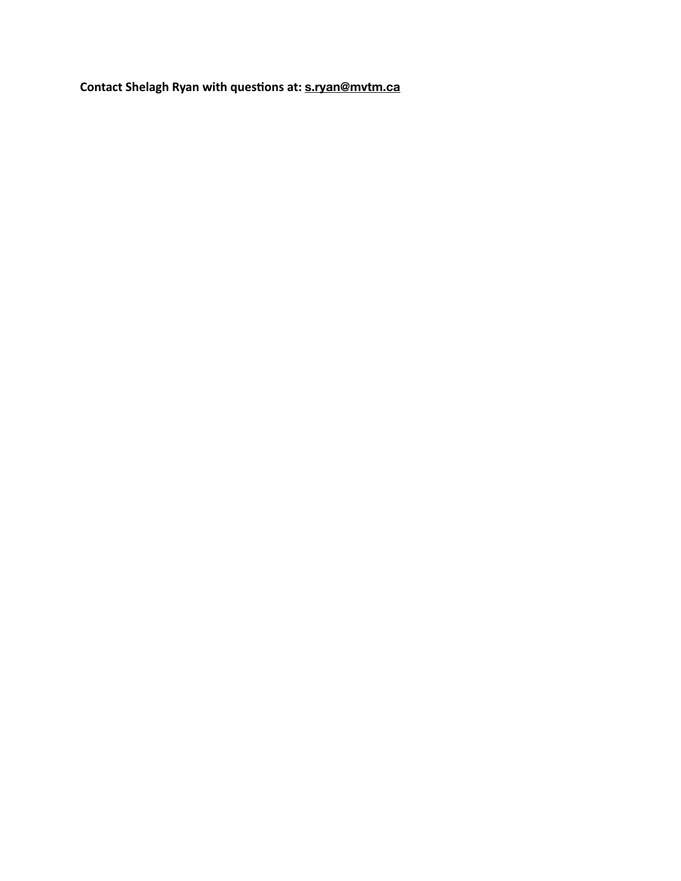**Contact Shelagh Ryan with questions at: s.ryan@mvtm.ca**